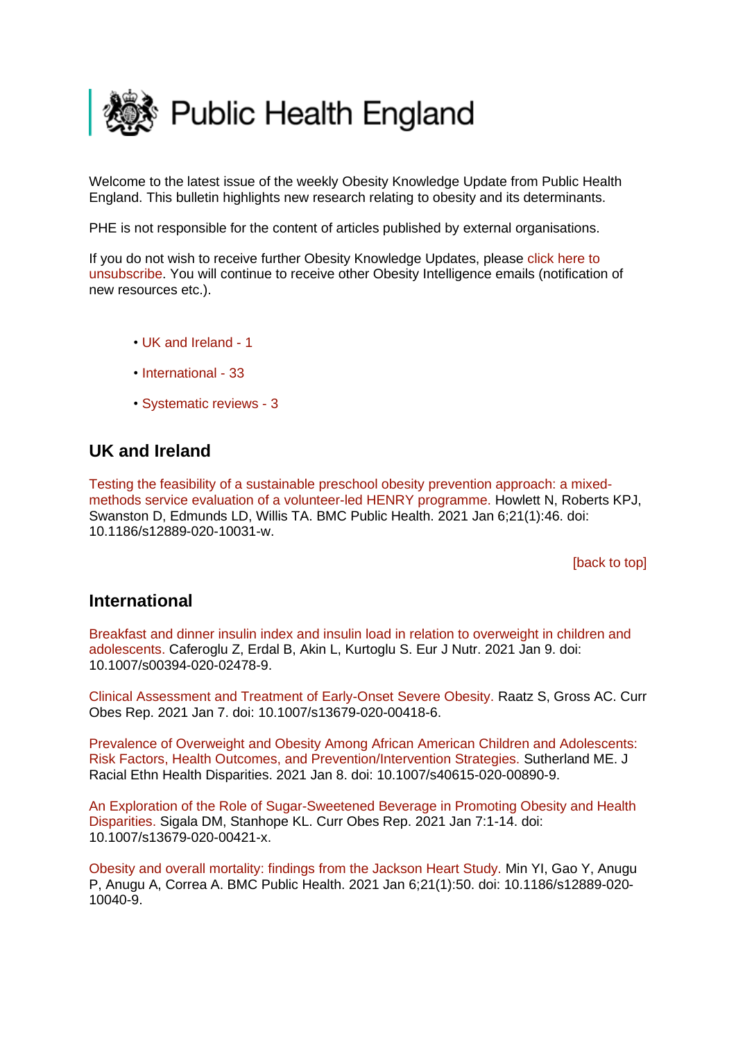# Public Health England

Welcome to the latest issue of the weekly Obesity Knowledge Update from Public Health England. This bulletin highlights new research relating to obesity and its determinants.

PHE is not responsible for the content of articles published by external organisations.

If you do not wish to receive further Obesity Knowledge Updates, please click here to unsubscribe. You will continue to receive other Obesity Intelligence emails (notification of new resources etc.).

- UK and Ireland - 1
- International - 33
- Systematic reviews - 3

## UK and Ireland

Testing the feasibility of a sustainable preschool obesity prevention approach: a mixed-methods service evaluation of a volunteer-led HENRY programme. Howlett N, Roberts KPJ, Swanston D, Edmunds LD, Willis TA. BMC Public Health. 2021 Jan 6;21(1):46. doi: 10.1186/s12889-020-10031-w.

[back to top]

## International

Breakfast and dinner insulin index and insulin load in relation to overweight in children and adolescents. Caferoglu Z, Erdal B, Akin L, Kurtoglu S. Eur J Nutr. 2021 Jan 9. doi: 10.1007/s00394-020-02478-9.

Clinical Assessment and Treatment of Early-Onset Severe Obesity. Raatz S, Gross AC. Curr Obes Rep. 2021 Jan 7. doi: 10.1007/s13679-020-00418-6.

Prevalence of Overweight and Obesity Among African American Children and Adolescents: Risk Factors, Health Outcomes, and Prevention/Intervention Strategies. Sutherland ME. J Racial Ethn Health Disparities. 2021 Jan 8. doi: 10.1007/s40615-020-00890-9.

An Exploration of the Role of Sugar-Sweetened Beverage in Promoting Obesity and Health Disparities. Sigala DM, Stanhope KL. Curr Obes Rep. 2021 Jan 7:1-14. doi: 10.1007/s13679-020-00421-x.

Obesity and overall mortality: findings from the Jackson Heart Study. Min YI, Gao Y, Anugu P, Anugu A, Correa A. BMC Public Health. 2021 Jan 6;21(1):50. doi: 10.1186/s12889-020-10040-9.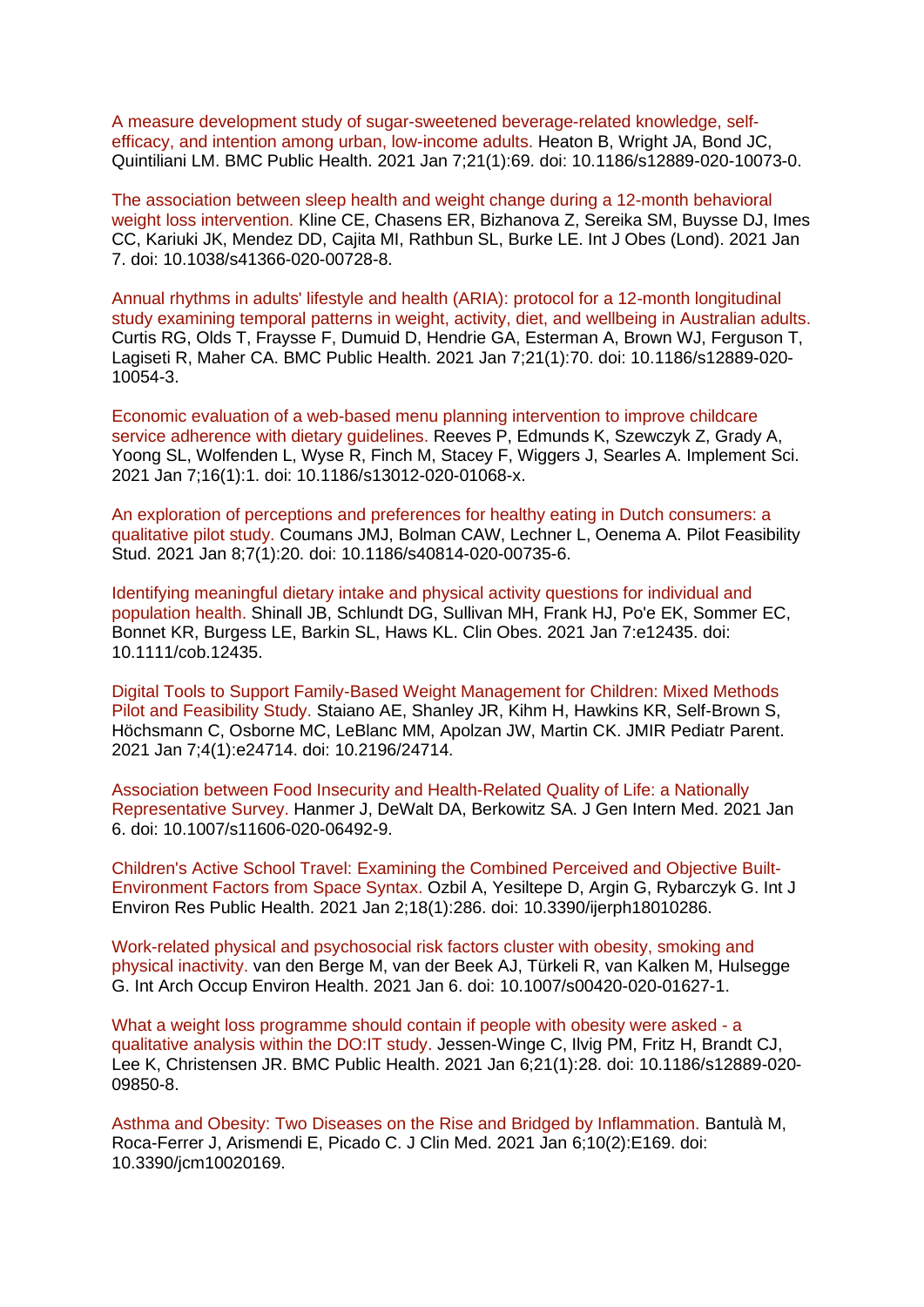A measure development study of sugar-sweetened beverage-related knowledge, self-efficacy, and intention among urban, low-income adults. Heaton B, Wright JA, Bond JC, Quintiliani LM. BMC Public Health. 2021 Jan 7;21(1):69. doi: 10.1186/s12889-020-10073-0.

The association between sleep health and weight change during a 12-month behavioral weight loss intervention. Kline CE, Chasens ER, Bizhanova Z, Sereika SM, Buysse DJ, Imes CC, Kariuki JK, Mendez DD, Cajita MI, Rathbun SL, Burke LE. Int J Obes (Lond). 2021 Jan 7. doi: 10.1038/s41366-020-00728-8.

Annual rhythms in adults' lifestyle and health (ARIA): protocol for a 12-month longitudinal study examining temporal patterns in weight, activity, diet, and wellbeing in Australian adults. Curtis RG, Olds T, Fraysse F, Dumuid D, Hendrie GA, Esterman A, Brown WJ, Ferguson T, Lagiseti R, Maher CA. BMC Public Health. 2021 Jan 7;21(1):70. doi: 10.1186/s12889-020-10054-3.

Economic evaluation of a web-based menu planning intervention to improve childcare service adherence with dietary guidelines. Reeves P, Edmunds K, Szewczyk Z, Grady A, Yoong SL, Wolfenden L, Wyse R, Finch M, Stacey F, Wiggers J, Searles A. Implement Sci. 2021 Jan 7;16(1):1. doi: 10.1186/s13012-020-01068-x.

An exploration of perceptions and preferences for healthy eating in Dutch consumers: a qualitative pilot study. Coumans JMJ, Bolman CAW, Lechner L, Oenema A. Pilot Feasibility Stud. 2021 Jan 8;7(1):20. doi: 10.1186/s40814-020-00735-6.

Identifying meaningful dietary intake and physical activity questions for individual and population health. Shinall JB, Schlundt DG, Sullivan MH, Frank HJ, Po'e EK, Sommer EC, Bonnet KR, Burgess LE, Barkin SL, Haws KL. Clin Obes. 2021 Jan 7:e12435. doi: 10.1111/cob.12435.

Digital Tools to Support Family-Based Weight Management for Children: Mixed Methods Pilot and Feasibility Study. Staiano AE, Shanley JR, Kihm H, Hawkins KR, Self-Brown S, Höchsmann C, Osborne MC, LeBlanc MM, Apolzan JW, Martin CK. JMIR Pediatr Parent. 2021 Jan 7;4(1):e24714. doi: 10.2196/24714.

Association between Food Insecurity and Health-Related Quality of Life: a Nationally Representative Survey. Hanmer J, DeWalt DA, Berkowitz SA. J Gen Intern Med. 2021 Jan 6. doi: 10.1007/s11606-020-06492-9.

Children's Active School Travel: Examining the Combined Perceived and Objective Built-Environment Factors from Space Syntax. Ozbil A, Yesiltepe D, Argin G, Rybarczyk G. Int J Environ Res Public Health. 2021 Jan 2;18(1):286. doi: 10.3390/ijerph18010286.

Work-related physical and psychosocial risk factors cluster with obesity, smoking and physical inactivity. van den Berge M, van der Beek AJ, Türkeli R, van Kalken M, Hulsegge G. Int Arch Occup Environ Health. 2021 Jan 6. doi: 10.1007/s00420-020-01627-1.

What a weight loss programme should contain if people with obesity were asked - a qualitative analysis within the DO:IT study. Jessen-Winge C, Ilvig PM, Fritz H, Brandt CJ, Lee K, Christensen JR. BMC Public Health. 2021 Jan 6;21(1):28. doi: 10.1186/s12889-020-09850-8.

Asthma and Obesity: Two Diseases on the Rise and Bridged by Inflammation. Bantulà M, Roca-Ferrer J, Arismendi E, Picado C. J Clin Med. 2021 Jan 6;10(2):E169. doi: 10.3390/jcm10020169.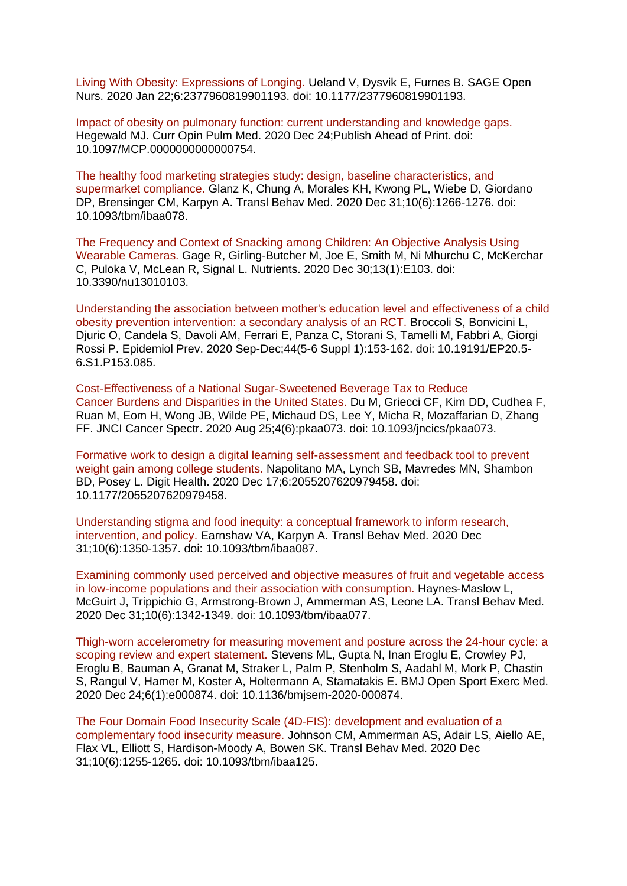Living With Obesity: Expressions of Longing. Ueland V, Dysvik E, Furnes B. SAGE Open Nurs. 2020 Jan 22;6:2377960819901193. doi: 10.1177/2377960819901193.

Impact of obesity on pulmonary function: current understanding and knowledge gaps. Hegewald MJ. Curr Opin Pulm Med. 2020 Dec 24;Publish Ahead of Print. doi: 10.1097/MCP.0000000000000754.

The healthy food marketing strategies study: design, baseline characteristics, and supermarket compliance. Glanz K, Chung A, Morales KH, Kwong PL, Wiebe D, Giordano DP, Brensinger CM, Karpyn A. Transl Behav Med. 2020 Dec 31;10(6):1266-1276. doi: 10.1093/tbm/ibaa078.

The Frequency and Context of Snacking among Children: An Objective Analysis Using Wearable Cameras. Gage R, Girling-Butcher M, Joe E, Smith M, Ni Mhurchu C, McKerchar C, Puloka V, McLean R, Signal L. Nutrients. 2020 Dec 30;13(1):E103. doi: 10.3390/nu13010103.

Understanding the association between mother's education level and effectiveness of a child obesity prevention intervention: a secondary analysis of an RCT. Broccoli S, Bonvicini L, Djuric O, Candela S, Davoli AM, Ferrari E, Panza C, Storani S, Tamelli M, Fabbri A, Giorgi Rossi P. Epidemiol Prev. 2020 Sep-Dec;44(5-6 Suppl 1):153-162. doi: 10.19191/EP20.5-6.S1.P153.085.

Cost-Effectiveness of a National Sugar-Sweetened Beverage Tax to Reduce Cancer Burdens and Disparities in the United States. Du M, Griecci CF, Kim DD, Cudhea F, Ruan M, Eom H, Wong JB, Wilde PE, Michaud DS, Lee Y, Micha R, Mozaffarian D, Zhang FF. JNCI Cancer Spectr. 2020 Aug 25;4(6):pkaa073. doi: 10.1093/jncics/pkaa073.

Formative work to design a digital learning self-assessment and feedback tool to prevent weight gain among college students. Napolitano MA, Lynch SB, Mavredes MN, Shambon BD, Posey L. Digit Health. 2020 Dec 17;6:2055207620979458. doi: 10.1177/2055207620979458.

Understanding stigma and food inequity: a conceptual framework to inform research, intervention, and policy. Earnshaw VA, Karpyn A. Transl Behav Med. 2020 Dec 31;10(6):1350-1357. doi: 10.1093/tbm/ibaa087.

Examining commonly used perceived and objective measures of fruit and vegetable access in low-income populations and their association with consumption. Haynes-Maslow L, McGuirt J, Trippichio G, Armstrong-Brown J, Ammerman AS, Leone LA. Transl Behav Med. 2020 Dec 31;10(6):1342-1349. doi: 10.1093/tbm/ibaa077.

Thigh-worn accelerometry for measuring movement and posture across the 24-hour cycle: a scoping review and expert statement. Stevens ML, Gupta N, Inan Eroglu E, Crowley PJ, Eroglu B, Bauman A, Granat M, Straker L, Palm P, Stenholm S, Aadahl M, Mork P, Chastin S, Rangul V, Hamer M, Koster A, Holtermann A, Stamatakis E. BMJ Open Sport Exerc Med. 2020 Dec 24;6(1):e000874. doi: 10.1136/bmjsem-2020-000874.

The Four Domain Food Insecurity Scale (4D-FIS): development and evaluation of a complementary food insecurity measure. Johnson CM, Ammerman AS, Adair LS, Aiello AE, Flax VL, Elliott S, Hardison-Moody A, Bowen SK. Transl Behav Med. 2020 Dec 31;10(6):1255-1265. doi: 10.1093/tbm/ibaa125.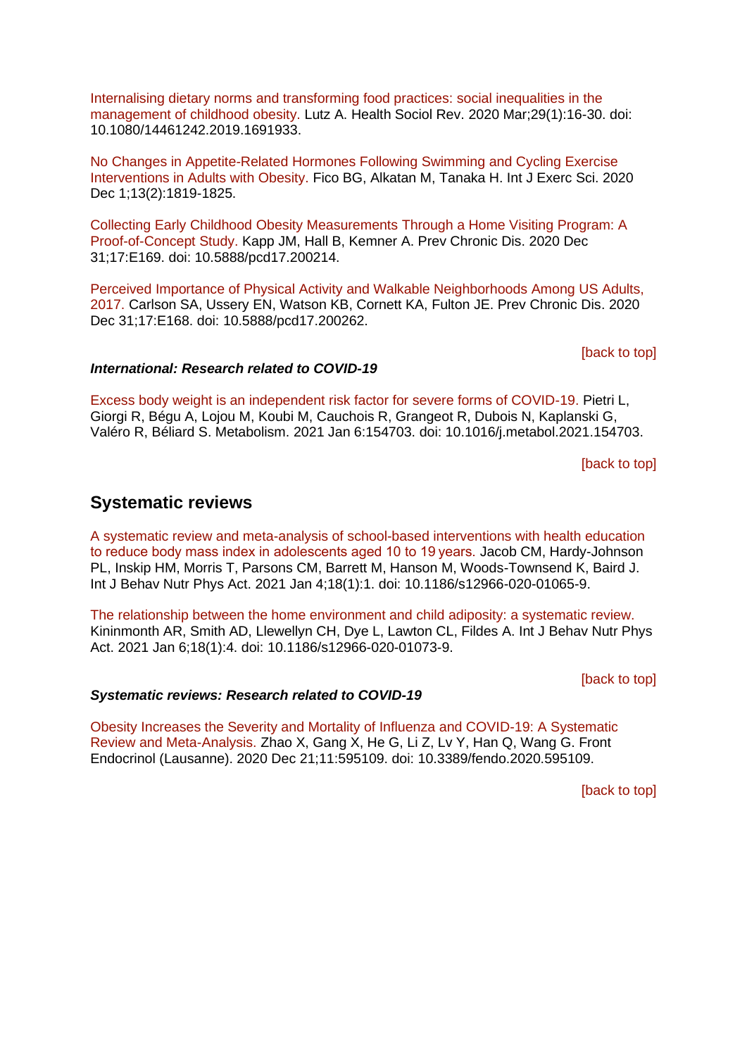Internalising dietary norms and transforming food practices: social inequalities in the management of childhood obesity. Lutz A. Health Sociol Rev. 2020 Mar;29(1):16-30. doi: 10.1080/14461242.2019.1691933.

No Changes in Appetite-Related Hormones Following Swimming and Cycling Exercise Interventions in Adults with Obesity. Fico BG, Alkatan M, Tanaka H. Int J Exerc Sci. 2020 Dec 1;13(2):1819-1825.

Collecting Early Childhood Obesity Measurements Through a Home Visiting Program: A Proof-of-Concept Study. Kapp JM, Hall B, Kemner A. Prev Chronic Dis. 2020 Dec 31;17:E169. doi: 10.5888/pcd17.200214.

Perceived Importance of Physical Activity and Walkable Neighborhoods Among US Adults, 2017. Carlson SA, Ussery EN, Watson KB, Cornett KA, Fulton JE. Prev Chronic Dis. 2020 Dec 31;17:E168. doi: 10.5888/pcd17.200262.

[back to top]

***International: Research related to COVID-19***

Excess body weight is an independent risk factor for severe forms of COVID-19. Pietri L, Giorgi R, Bégu A, Lojou M, Koubi M, Cauchois R, Grangeot R, Dubois N, Kaplanski G, Valéro R, Béliard S. Metabolism. 2021 Jan 6:154703. doi: 10.1016/j.metabol.2021.154703.

[back to top]

## Systematic reviews

A systematic review and meta-analysis of school-based interventions with health education to reduce body mass index in adolescents aged 10 to 19 years. Jacob CM, Hardy-Johnson PL, Inskip HM, Morris T, Parsons CM, Barrett M, Hanson M, Woods-Townsend K, Baird J. Int J Behav Nutr Phys Act. 2021 Jan 4;18(1):1. doi: 10.1186/s12966-020-01065-9.

The relationship between the home environment and child adiposity: a systematic review. Kininmonth AR, Smith AD, Llewellyn CH, Dye L, Lawton CL, Fildes A. Int J Behav Nutr Phys Act. 2021 Jan 6;18(1):4. doi: 10.1186/s12966-020-01073-9.

[back to top]

***Systematic reviews: Research related to COVID-19***

Obesity Increases the Severity and Mortality of Influenza and COVID-19: A Systematic Review and Meta-Analysis. Zhao X, Gang X, He G, Li Z, Lv Y, Han Q, Wang G. Front Endocrinol (Lausanne). 2020 Dec 21;11:595109. doi: 10.3389/fendo.2020.595109.

[back to top]